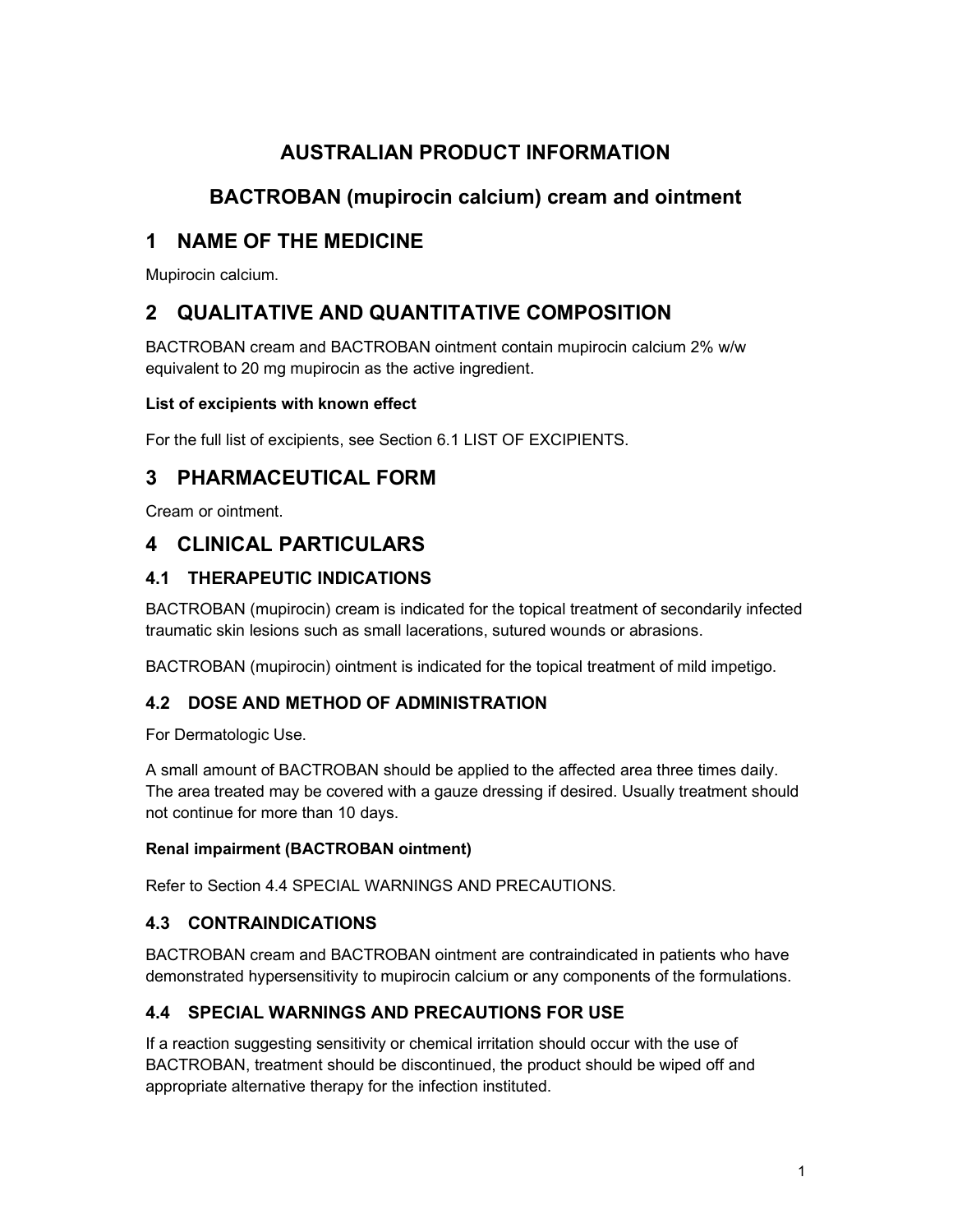# AUSTRALIAN PRODUCT INFORMATION

# BACTROBAN (mupirocin calcium) cream and ointment

## 1 NAME OF THE MEDICINE

Mupirocin calcium.

## 2 QUALITATIVE AND QUANTITATIVE COMPOSITION

BACTROBAN cream and BACTROBAN ointment contain mupirocin calcium 2% w/w equivalent to 20 mg mupirocin as the active ingredient.

**List of excipients with known effect**

For the full list of excipients, see Section 6.1 LIST OF EXCIPIENTS.

## 3 PHARMACEUTICAL FORM

Cream or ointment.

## 4 CLINICAL PARTICULARS

### 4.1 THERAPEUTIC INDICATIONS

BACTROBAN (mupirocin) cream is indicated for the topical treatment of secondarily infected traumatic skin lesions such as small lacerations, sutured wounds or abrasions.

BACTROBAN (mupirocin) ointment is indicated for the topical treatment of mild impetigo.

### 4.2 DOSE AND METHOD OF ADMINISTRATION

For Dermatologic Use.

A small amount of BACTROBAN should be applied to the affected area three times daily. The area treated may be covered with a gauze dressing if desired. Usually treatment should not continue for more than 10 days.

**Renal impairment (BACTROBAN ointment)**

Refer to Section 4.4 SPECIAL WARNINGS AND PRECAUTIONS.

### 4.3 CONTRAINDICATIONS

BACTROBAN cream and BACTROBAN ointment are contraindicated in patients who have demonstrated hypersensitivity to mupirocin calcium or any components of the formulations.

### 4.4 SPECIAL WARNINGS AND PRECAUTIONS FOR USE

If a reaction suggesting sensitivity or chemical irritation should occur with the use of BACTROBAN, treatment should be discontinued, the product should be wiped off and appropriate alternative therapy for the infection instituted.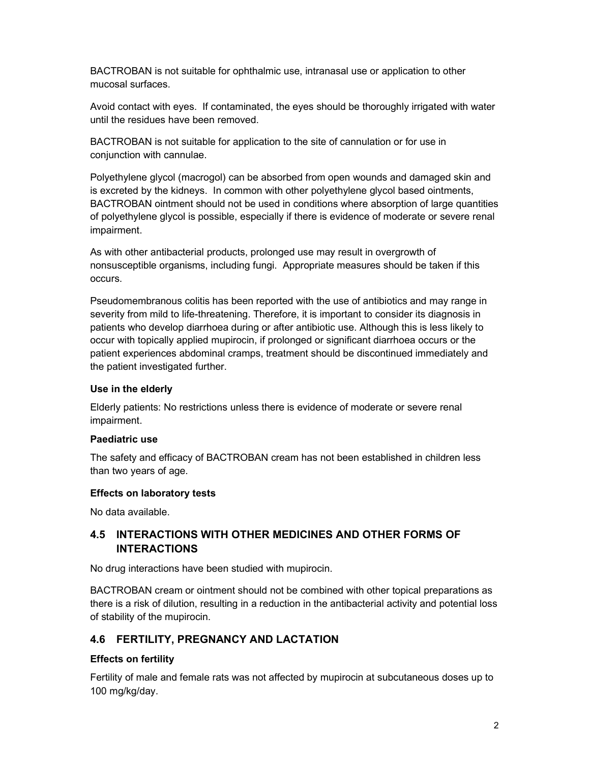BACTROBAN is not suitable for ophthalmic use, intranasal use or application to other mucosal surfaces.

Avoid contact with eyes. If contaminated, the eyes should be thoroughly irrigated with water until the residues have been removed.

BACTROBAN is not suitable for application to the site of cannulation or for use in conjunction with cannulae.

Polyethylene glycol (macrogol) can be absorbed from open wounds and damaged skin and is excreted by the kidneys. In common with other polyethylene glycol based ointments, BACTROBAN ointment should not be used in conditions where absorption of large quantities of polyethylene glycol is possible, especially if there is evidence of moderate or severe renal impairment.

As with other antibacterial products, prolonged use may result in overgrowth of nonsusceptible organisms, including fungi. Appropriate measures should be taken if this occurs.

Pseudomembranous colitis has been reported with the use of antibiotics and may range in severity from mild to life-threatening. Therefore, it is important to consider its diagnosis in patients who develop diarrhoea during or after antibiotic use. Although this is less likely to occur with topically applied mupirocin, if prolonged or significant diarrhoea occurs or the patient experiences abdominal cramps, treatment should be discontinued immediately and the patient investigated further.

**Use in the elderly**

Elderly patients: No restrictions unless there is evidence of moderate or severe renal impairment.

**Paediatric use**

The safety and efficacy of BACTROBAN cream has not been established in children less than two years of age.

**Effects on laboratory tests**

No data available.

## 4.5 INTERACTIONS WITH OTHER MEDICINES AND OTHER FORMS OF INTERACTIONS

No drug interactions have been studied with mupirocin.

BACTROBAN cream or ointment should not be combined with other topical preparations as there is a risk of dilution, resulting in a reduction in the antibacterial activity and potential loss of stability of the mupirocin.

## 4.6 FERTILITY, PREGNANCY AND LACTATION

**Effects on fertility**

Fertility of male and female rats was not affected by mupirocin at subcutaneous doses up to 100 mg/kg/day.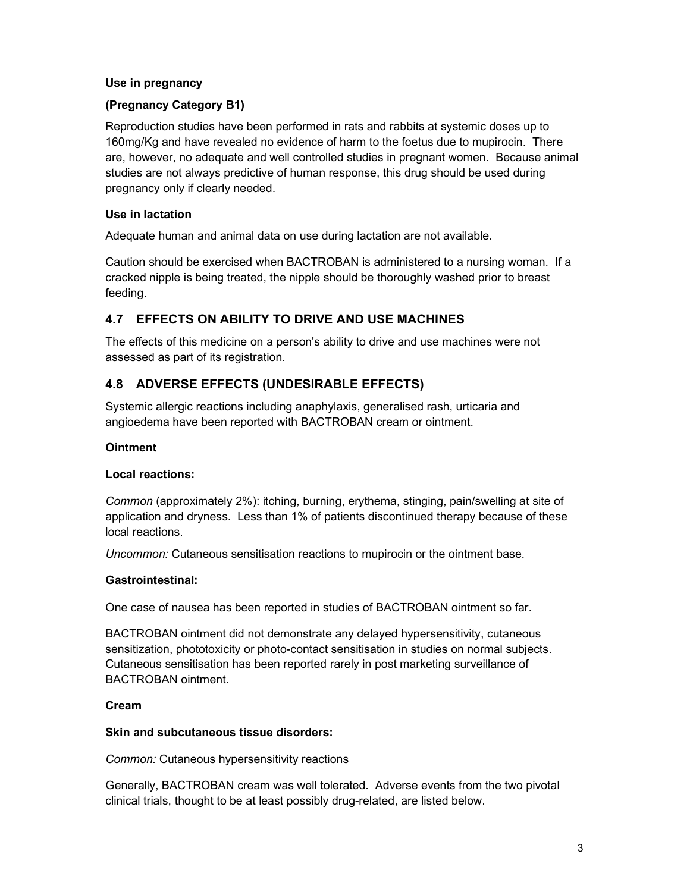**Use in pregnancy**

**(Pregnancy Category B1)**

Reproduction studies have been performed in rats and rabbits at systemic doses up to 160mg/Kg and have revealed no evidence of harm to the foetus due to mupirocin. There are, however, no adequate and well controlled studies in pregnant women. Because animal studies are not always predictive of human response, this drug should be used during pregnancy only if clearly needed.

**Use in lactation**

Adequate human and animal data on use during lactation are not available.

Caution should be exercised when BACTROBAN is administered to a nursing woman. If a cracked nipple is being treated, the nipple should be thoroughly washed prior to breast feeding.

## 4.7 EFFECTS ON ABILITY TO DRIVE AND USE MACHINES

The effects of this medicine on a person's ability to drive and use machines were not assessed as part of its registration.

## 4.8 ADVERSE EFFECTS (UNDESIRABLE EFFECTS)

Systemic allergic reactions including anaphylaxis, generalised rash, urticaria and angioedema have been reported with BACTROBAN cream or ointment.

**Ointment**

**Local reactions:**

*Common* (approximately 2%): itching, burning, erythema, stinging, pain/swelling at site of application and dryness. Less than 1% of patients discontinued therapy because of these local reactions.

*Uncommon:* Cutaneous sensitisation reactions to mupirocin or the ointment base.

**Gastrointestinal:**

One case of nausea has been reported in studies of BACTROBAN ointment so far.

BACTROBAN ointment did not demonstrate any delayed hypersensitivity, cutaneous sensitization, phototoxicity or photo-contact sensitisation in studies on normal subjects. Cutaneous sensitisation has been reported rarely in post marketing surveillance of BACTROBAN ointment.

**Cream**

**Skin and subcutaneous tissue disorders:**

*Common:* Cutaneous hypersensitivity reactions

Generally, BACTROBAN cream was well tolerated. Adverse events from the two pivotal clinical trials, thought to be at least possibly drug-related, are listed below.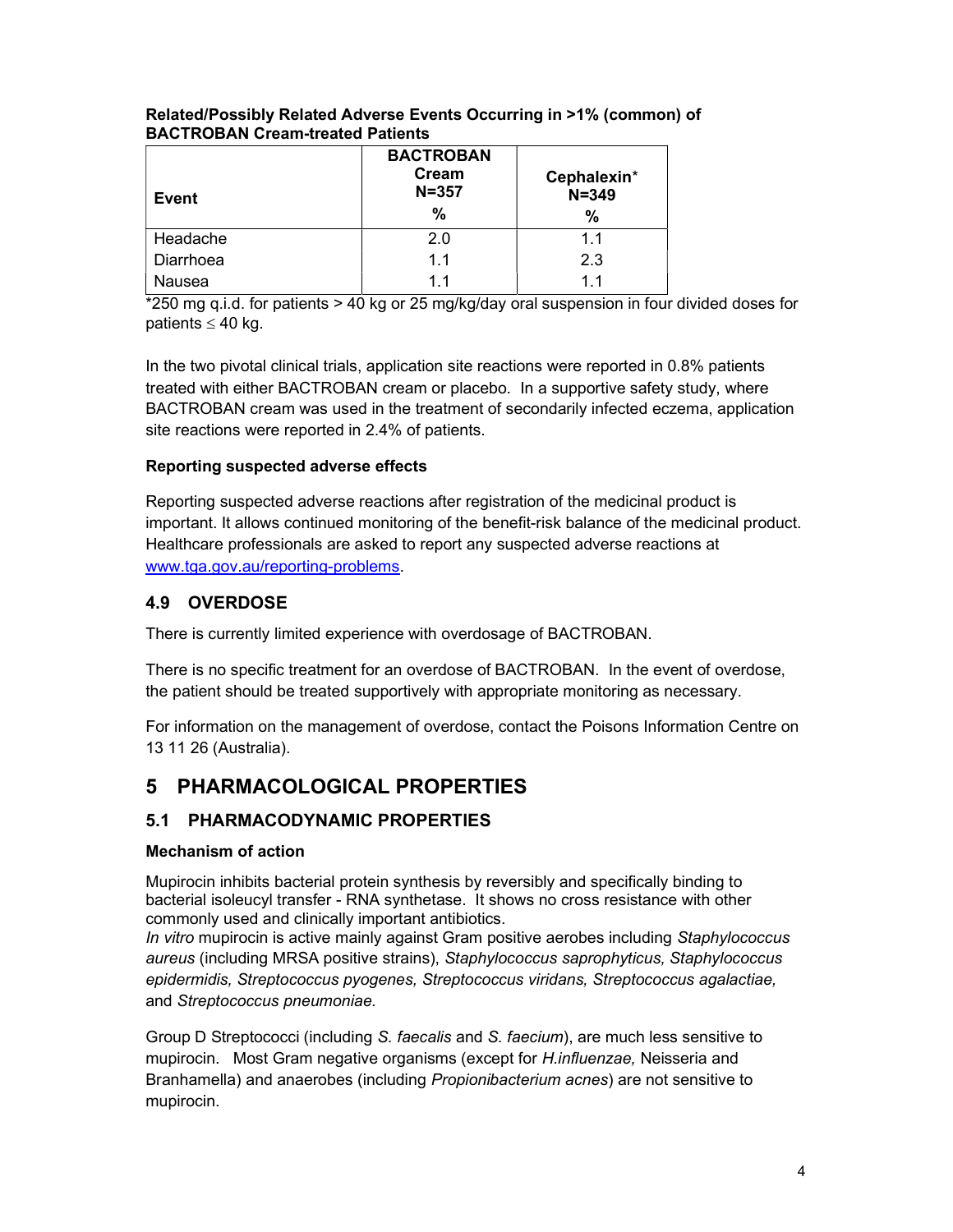**Related/Possibly Related Adverse Events Occurring in >1% (common) of BACTROBAN Cream-treated Patients**

| Event | BACTROBAN Cream N=357 % | Cephalexin* N=349 % |
|---|---|---|
| Headache | 2.0 | 1.1 |
| Diarrhoea | 1.1 | 2.3 |
| Nausea | 1.1 | 1.1 |

*250 mg q.i.d. for patients > 40 kg or 25 mg/kg/day oral suspension in four divided doses for patients ≤ 40 kg.

In the two pivotal clinical trials, application site reactions were reported in 0.8% patients treated with either BACTROBAN cream or placebo. In a supportive safety study, where BACTROBAN cream was used in the treatment of secondarily infected eczema, application site reactions were reported in 2.4% of patients.

### Reporting suspected adverse effects

Reporting suspected adverse reactions after registration of the medicinal product is important. It allows continued monitoring of the benefit-risk balance of the medicinal product. Healthcare professionals are asked to report any suspected adverse reactions at www.tga.gov.au/reporting-problems.

## 4.9 OVERDOSE

There is currently limited experience with overdosage of BACTROBAN.

There is no specific treatment for an overdose of BACTROBAN. In the event of overdose, the patient should be treated supportively with appropriate monitoring as necessary.

For information on the management of overdose, contact the Poisons Information Centre on 13 11 26 (Australia).

# 5 PHARMACOLOGICAL PROPERTIES

## 5.1 PHARMACODYNAMIC PROPERTIES

### Mechanism of action

Mupirocin inhibits bacterial protein synthesis by reversibly and specifically binding to bacterial isoleucyl transfer - RNA synthetase. It shows no cross resistance with other commonly used and clinically important antibiotics.
*In vitro* mupirocin is active mainly against Gram positive aerobes including *Staphylococcus aureus* (including MRSA positive strains), *Staphylococcus saprophyticus, Staphylococcus epidermidis, Streptococcus pyogenes, Streptococcus viridans, Streptococcus agalactiae,* and *Streptococcus pneumoniae.*

Group D Streptococci (including *S. faecalis* and *S. faecium*), are much less sensitive to mupirocin. Most Gram negative organisms (except for *H.influenzae,* Neisseria and Branhamella) and anaerobes (including *Propionibacterium acnes*) are not sensitive to mupirocin.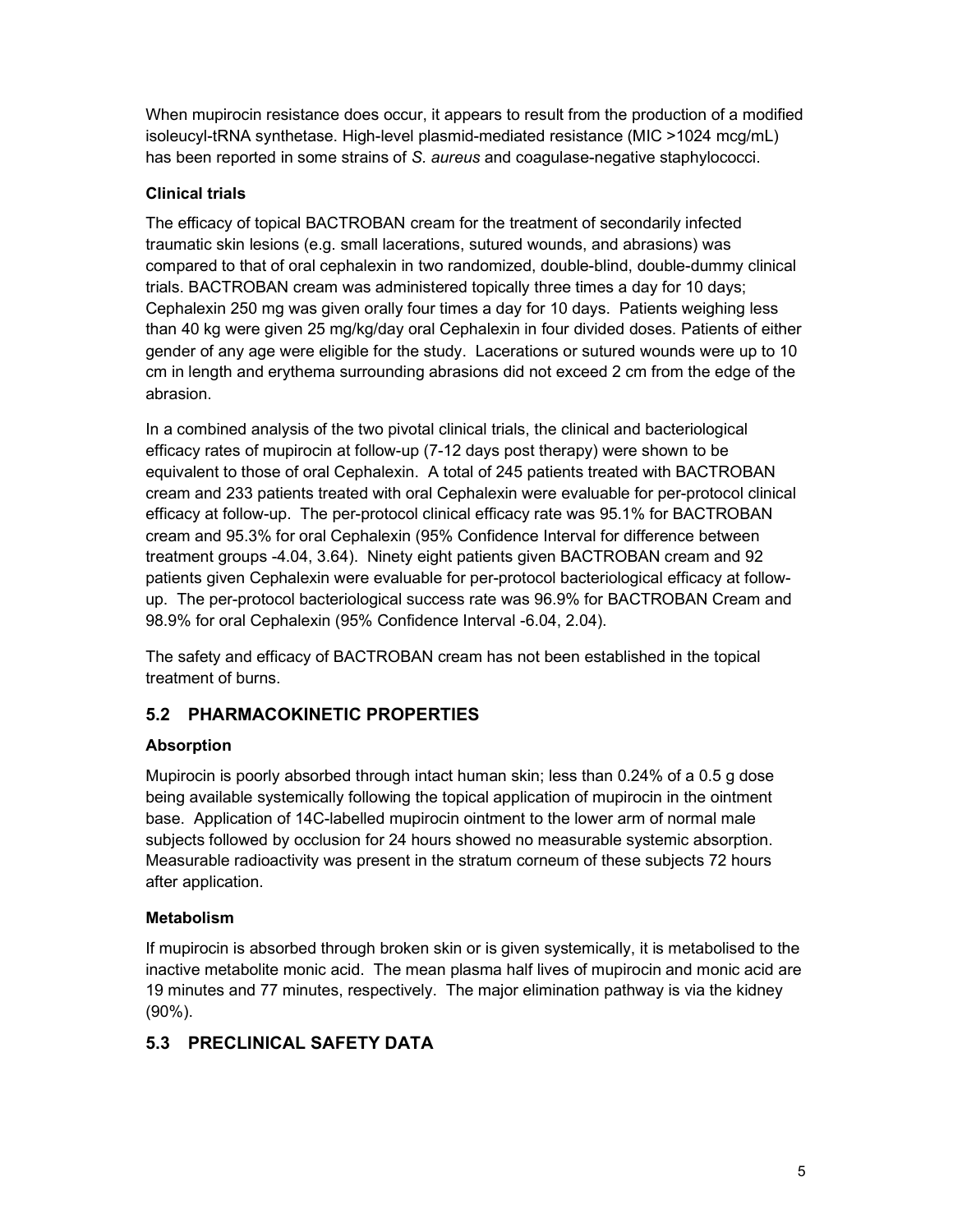When mupirocin resistance does occur, it appears to result from the production of a modified isoleucyl-tRNA synthetase. High-level plasmid-mediated resistance (MIC >1024 mcg/mL) has been reported in some strains of *S. aureus* and coagulase-negative staphylococci.

### Clinical trials

The efficacy of topical BACTROBAN cream for the treatment of secondarily infected traumatic skin lesions (e.g. small lacerations, sutured wounds, and abrasions) was compared to that of oral cephalexin in two randomized, double-blind, double-dummy clinical trials. BACTROBAN cream was administered topically three times a day for 10 days; Cephalexin 250 mg was given orally four times a day for 10 days. Patients weighing less than 40 kg were given 25 mg/kg/day oral Cephalexin in four divided doses. Patients of either gender of any age were eligible for the study. Lacerations or sutured wounds were up to 10 cm in length and erythema surrounding abrasions did not exceed 2 cm from the edge of the abrasion.

In a combined analysis of the two pivotal clinical trials, the clinical and bacteriological efficacy rates of mupirocin at follow-up (7-12 days post therapy) were shown to be equivalent to those of oral Cephalexin. A total of 245 patients treated with BACTROBAN cream and 233 patients treated with oral Cephalexin were evaluable for per-protocol clinical efficacy at follow-up. The per-protocol clinical efficacy rate was 95.1% for BACTROBAN cream and 95.3% for oral Cephalexin (95% Confidence Interval for difference between treatment groups -4.04, 3.64). Ninety eight patients given BACTROBAN cream and 92 patients given Cephalexin were evaluable for per-protocol bacteriological efficacy at follow-up. The per-protocol bacteriological success rate was 96.9% for BACTROBAN Cream and 98.9% for oral Cephalexin (95% Confidence Interval -6.04, 2.04).

The safety and efficacy of BACTROBAN cream has not been established in the topical treatment of burns.

## 5.2 PHARMACOKINETIC PROPERTIES

### Absorption

Mupirocin is poorly absorbed through intact human skin; less than 0.24% of a 0.5 g dose being available systemically following the topical application of mupirocin in the ointment base. Application of 14C-labelled mupirocin ointment to the lower arm of normal male subjects followed by occlusion for 24 hours showed no measurable systemic absorption. Measurable radioactivity was present in the stratum corneum of these subjects 72 hours after application.

### Metabolism

If mupirocin is absorbed through broken skin or is given systemically, it is metabolised to the inactive metabolite monic acid. The mean plasma half lives of mupirocin and monic acid are 19 minutes and 77 minutes, respectively. The major elimination pathway is via the kidney (90%).

## 5.3 PRECLINICAL SAFETY DATA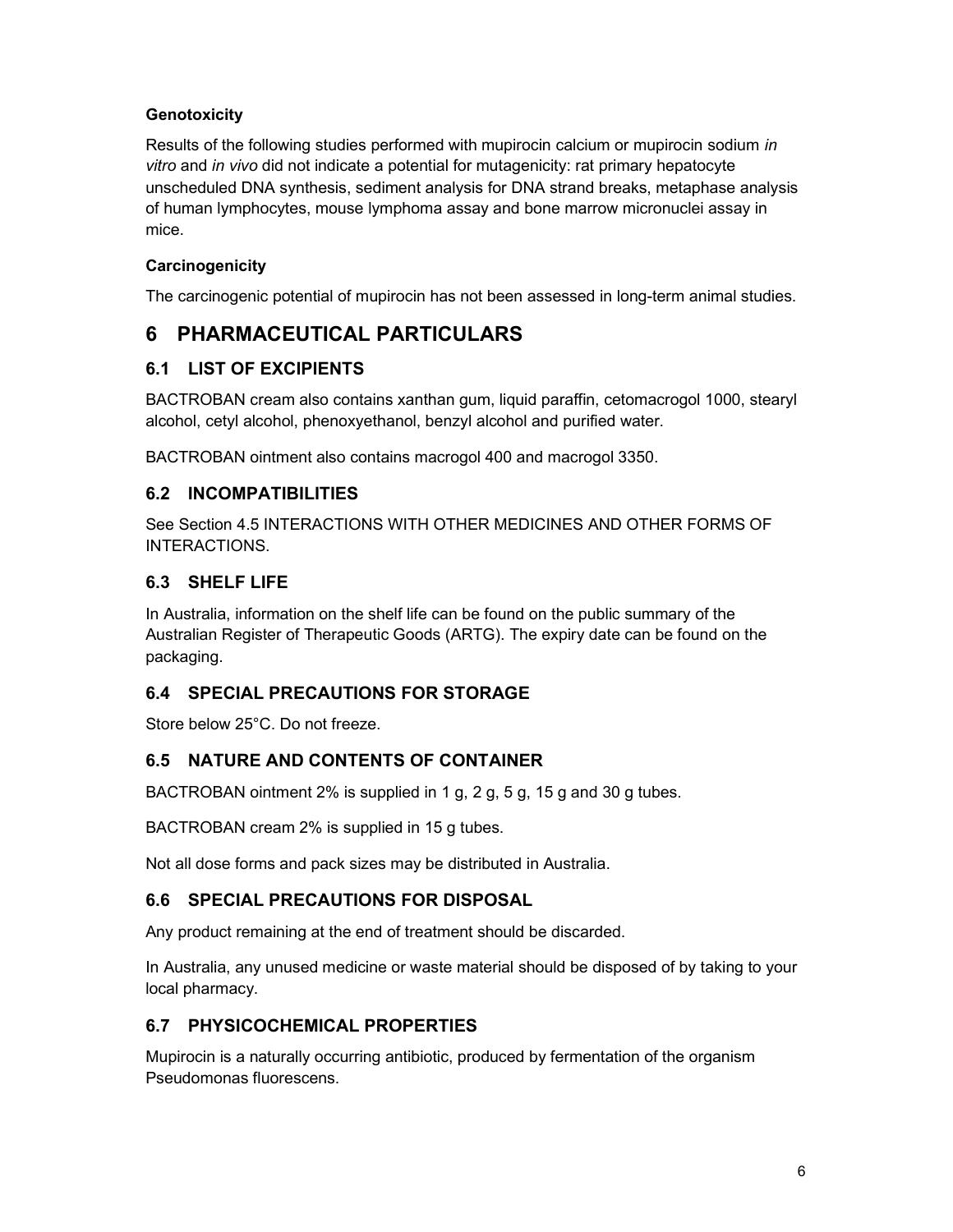**Genotoxicity**

Results of the following studies performed with mupirocin calcium or mupirocin sodium *in vitro* and *in vivo* did not indicate a potential for mutagenicity: rat primary hepatocyte unscheduled DNA synthesis, sediment analysis for DNA strand breaks, metaphase analysis of human lymphocytes, mouse lymphoma assay and bone marrow micronuclei assay in mice.

**Carcinogenicity**

The carcinogenic potential of mupirocin has not been assessed in long-term animal studies.

# 6 PHARMACEUTICAL PARTICULARS

## 6.1 LIST OF EXCIPIENTS

BACTROBAN cream also contains xanthan gum, liquid paraffin, cetomacrogol 1000, stearyl alcohol, cetyl alcohol, phenoxyethanol, benzyl alcohol and purified water.

BACTROBAN ointment also contains macrogol 400 and macrogol 3350.

## 6.2 INCOMPATIBILITIES

See Section 4.5 INTERACTIONS WITH OTHER MEDICINES AND OTHER FORMS OF INTERACTIONS.

## 6.3 SHELF LIFE

In Australia, information on the shelf life can be found on the public summary of the Australian Register of Therapeutic Goods (ARTG). The expiry date can be found on the packaging.

## 6.4 SPECIAL PRECAUTIONS FOR STORAGE

Store below 25°C. Do not freeze.

## 6.5 NATURE AND CONTENTS OF CONTAINER

BACTROBAN ointment 2% is supplied in 1 g, 2 g, 5 g, 15 g and 30 g tubes.

BACTROBAN cream 2% is supplied in 15 g tubes.

Not all dose forms and pack sizes may be distributed in Australia.

## 6.6 SPECIAL PRECAUTIONS FOR DISPOSAL

Any product remaining at the end of treatment should be discarded.

In Australia, any unused medicine or waste material should be disposed of by taking to your local pharmacy.

## 6.7 PHYSICOCHEMICAL PROPERTIES

Mupirocin is a naturally occurring antibiotic, produced by fermentation of the organism Pseudomonas fluorescens.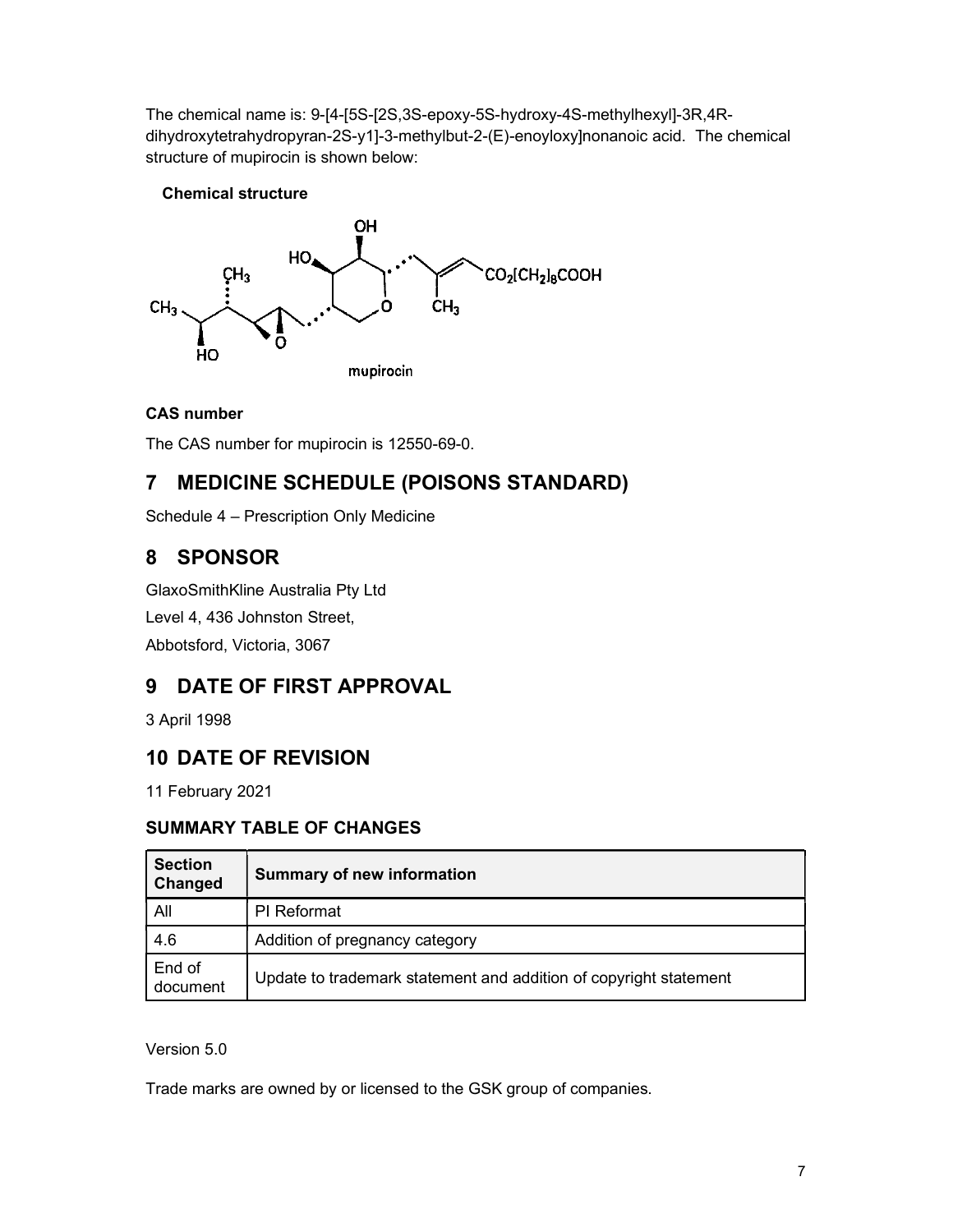The chemical name is: 9-[4-[5S-[2S,3S-epoxy-5S-hydroxy-4S-methylhexyl]-3R,4R-dihydroxytetrahydropyran-2S-y1]-3-methylbut-2-(E)-enoyloxy]nonanoic acid. The chemical structure of mupirocin is shown below:

**Chemical structure**

mupirocin

### CAS number

The CAS number for mupirocin is 12550-69-0.

## 7 MEDICINE SCHEDULE (POISONS STANDARD)

Schedule 4 – Prescription Only Medicine

## 8 SPONSOR

GlaxoSmithKline Australia Pty Ltd

Level 4, 436 Johnston Street,

Abbotsford, Victoria, 3067

## 9 DATE OF FIRST APPROVAL

3 April 1998

## 10 DATE OF REVISION

11 February 2021

### SUMMARY TABLE OF CHANGES

| Section Changed | Summary of new information |
|---|---|
| All | PI Reformat |
| 4.6 | Addition of pregnancy category |
| End of document | Update to trademark statement and addition of copyright statement |

Version 5.0

Trade marks are owned by or licensed to the GSK group of companies.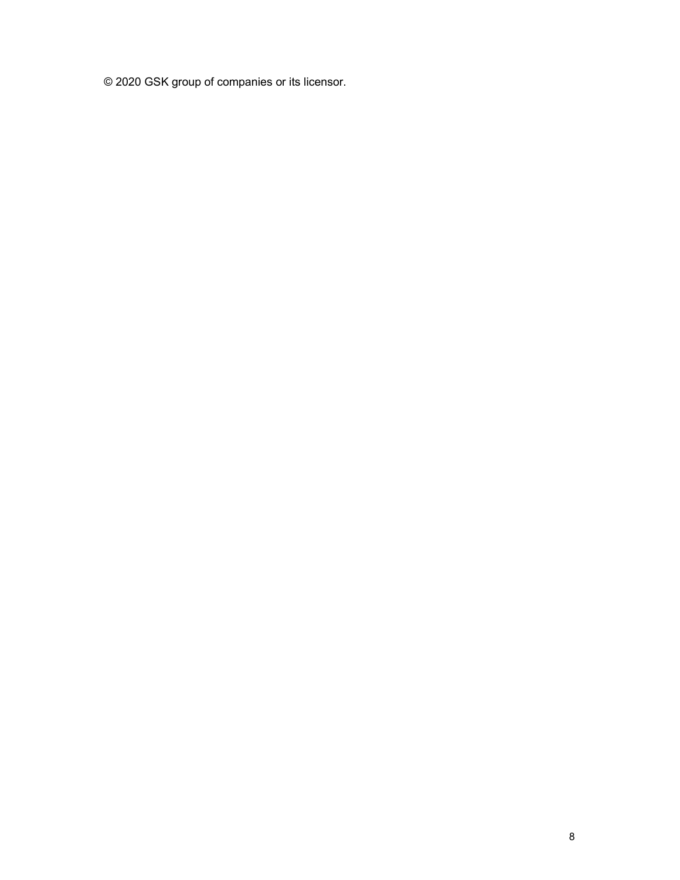© 2020 GSK group of companies or its licensor.